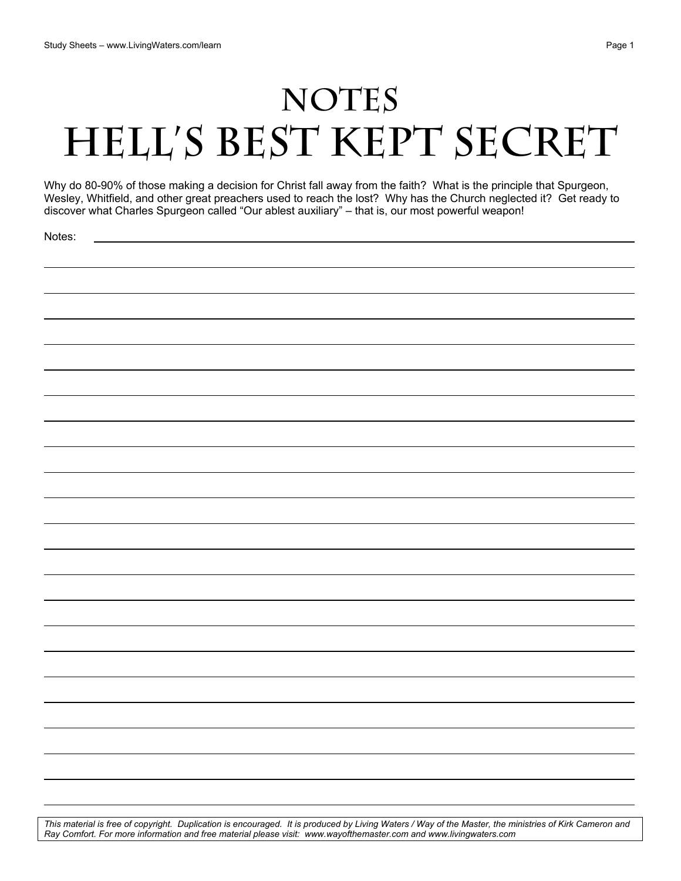# NOTES
# HELL'S BEST KEPT SECRET

Why do 80-90% of those making a decision for Christ fall away from the faith? What is the principle that Spurgeon, Wesley, Whitfield, and other great preachers used to reach the lost? Why has the Church neglected it? Get ready to discover what Charles Spurgeon called "Our ablest auxiliary" – that is, our most powerful weapon!

Notes:

*This material is free of copyright. Duplication is encouraged. It is produced by Living Waters / Way of the Master, the ministries of Kirk Cameron and Ray Comfort. For more information and free material please visit: www.wayofthemaster.com and www.livingwaters.com*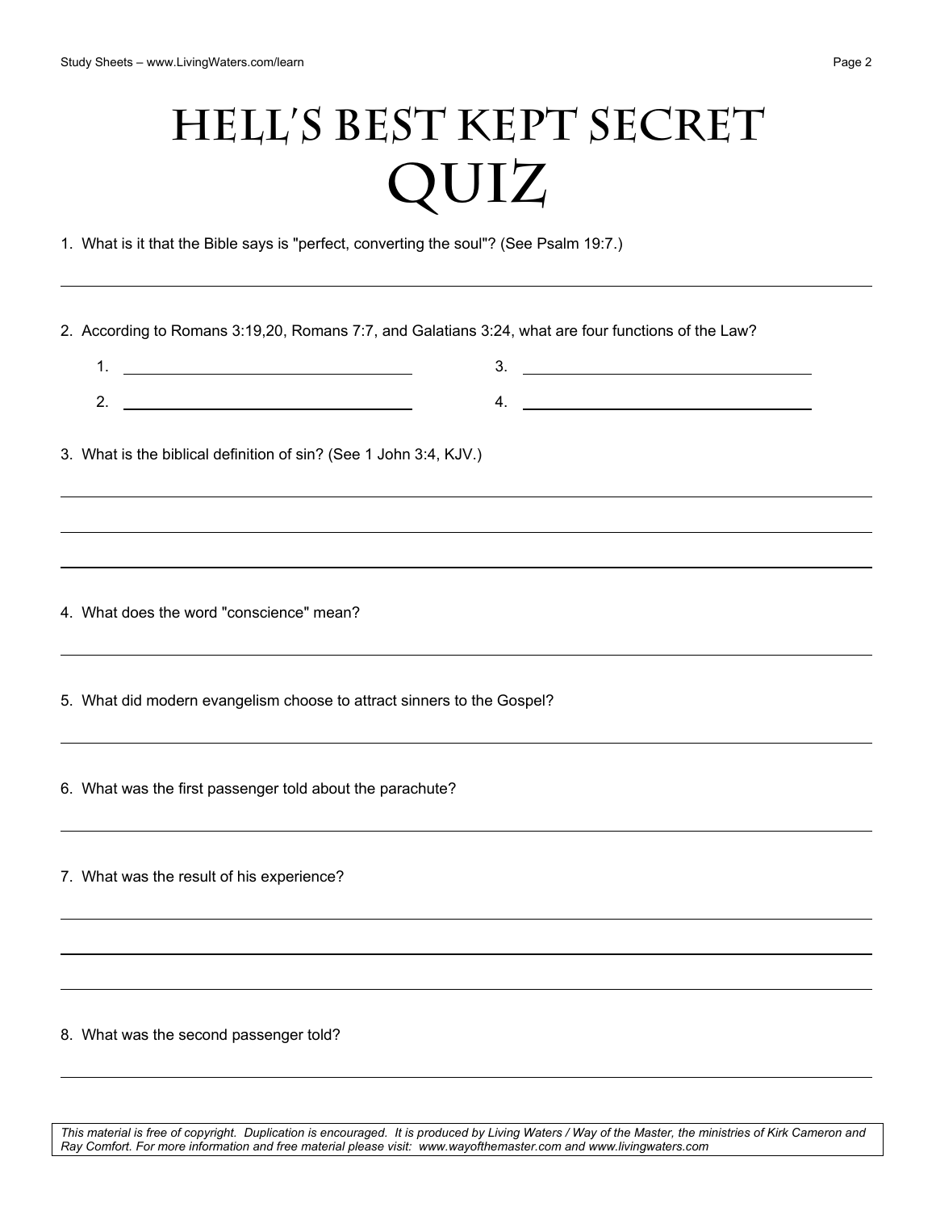# Hell's Best Kept Secret Quiz

1. What is it that the Bible says is "perfect, converting the soul"? (See Psalm 19:7.)

2. According to Romans 3:19,20, Romans 7:7, and Galatians 3:24, what are four functions of the Law?

    1. ______________________
    2. ______________________
    3. ______________________
    4. ______________________

3. What is the biblical definition of sin? (See 1 John 3:4, KJV.)

4. What does the word "conscience" mean?

5. What did modern evangelism choose to attract sinners to the Gospel?

6. What was the first passenger told about the parachute?

7. What was the result of his experience?

8. What was the second passenger told?

*This material is free of copyright. Duplication is encouraged. It is produced by Living Waters / Way of the Master, the ministries of Kirk Cameron and Ray Comfort. For more information and free material please visit: www.wayofthemaster.com and www.livingwaters.com*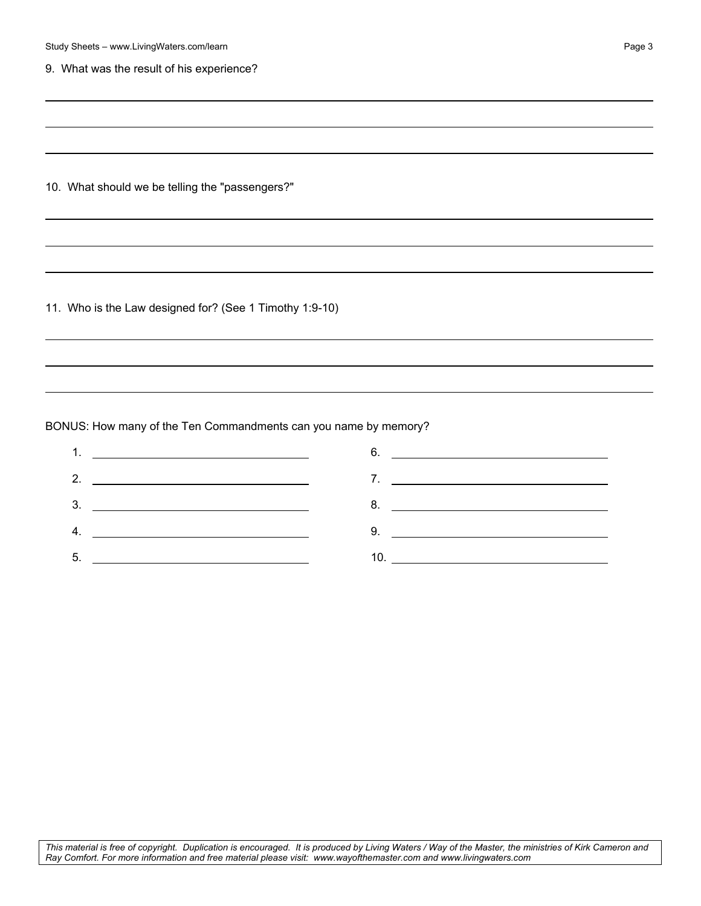9. What was the result of his experience?

10. What should we be telling the "passengers?"

11. Who is the Law designed for? (See 1 Timothy 1:9-10)

BONUS: How many of the Ten Commandments can you name by memory?

1. 
2. 
3. 
4. 
5. 
6. 
7. 
8. 
9. 
10. 

*This material is free of copyright. Duplication is encouraged. It is produced by Living Waters / Way of the Master, the ministries of Kirk Cameron and Ray Comfort. For more information and free material please visit: www.wayofthemaster.com and www.livingwaters.com*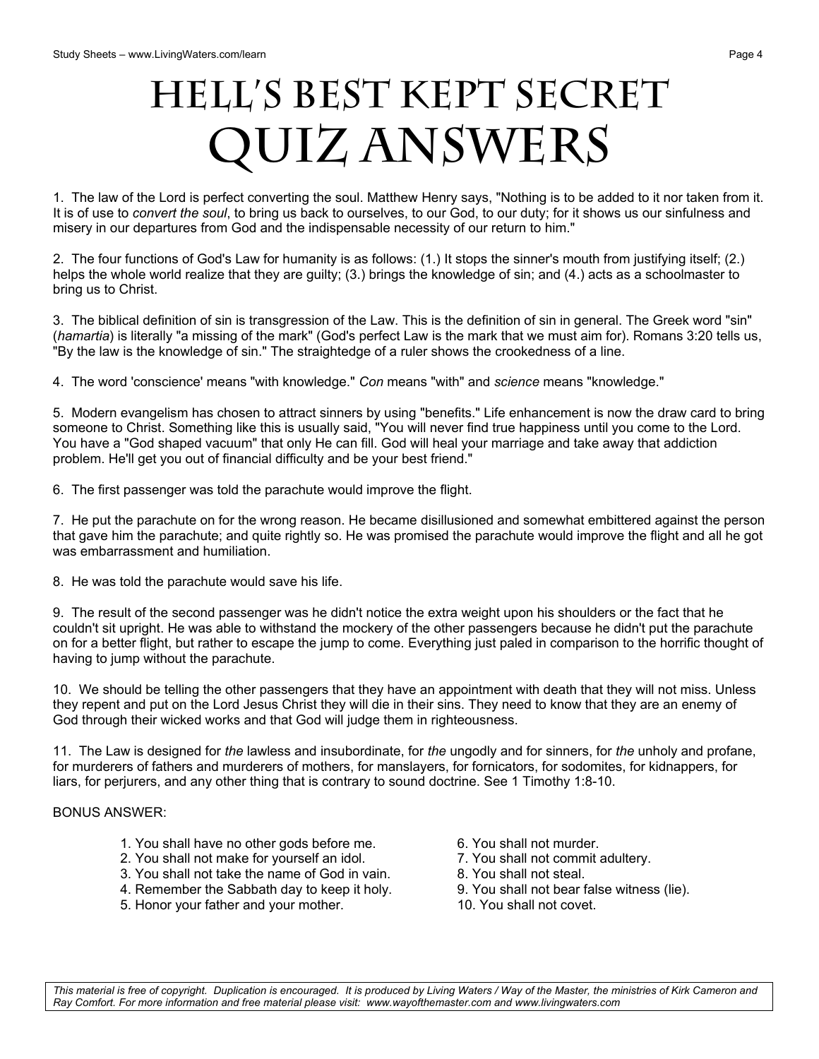# Hell's Best Kept Secret
# Quiz Answers

1. The law of the Lord is perfect converting the soul. Matthew Henry says, "Nothing is to be added to it nor taken from it. It is of use to *convert the soul*, to bring us back to ourselves, to our God, to our duty; for it shows us our sinfulness and misery in our departures from God and the indispensable necessity of our return to him."

2. The four functions of God's Law for humanity is as follows: (1.) It stops the sinner's mouth from justifying itself; (2.) helps the whole world realize that they are guilty; (3.) brings the knowledge of sin; and (4.) acts as a schoolmaster to bring us to Christ.

3. The biblical definition of sin is transgression of the Law. This is the definition of sin in general. The Greek word "sin" (*hamartia*) is literally "a missing of the mark" (God's perfect Law is the mark that we must aim for). Romans 3:20 tells us, "By the law is the knowledge of sin." The straightedge of a ruler shows the crookedness of a line.

4. The word 'conscience' means "with knowledge." *Con* means "with" and *science* means "knowledge."

5. Modern evangelism has chosen to attract sinners by using "benefits." Life enhancement is now the draw card to bring someone to Christ. Something like this is usually said, "You will never find true happiness until you come to the Lord. You have a "God shaped vacuum" that only He can fill. God will heal your marriage and take away that addiction problem. He'll get you out of financial difficulty and be your best friend."

6. The first passenger was told the parachute would improve the flight.

7. He put the parachute on for the wrong reason. He became disillusioned and somewhat embittered against the person that gave him the parachute; and quite rightly so. He was promised the parachute would improve the flight and all he got was embarrassment and humiliation.

8. He was told the parachute would save his life.

9. The result of the second passenger was he didn't notice the extra weight upon his shoulders or the fact that he couldn't sit upright. He was able to withstand the mockery of the other passengers because he didn't put the parachute on for a better flight, but rather to escape the jump to come. Everything just paled in comparison to the horrific thought of having to jump without the parachute.

10. We should be telling the other passengers that they have an appointment with death that they will not miss. Unless they repent and put on the Lord Jesus Christ they will die in their sins. They need to know that they are an enemy of God through their wicked works and that God will judge them in righteousness.

11. The Law is designed for *the* lawless and insubordinate, for *the* ungodly and for sinners, for *the* unholy and profane, for murderers of fathers and murderers of mothers, for manslayers, for fornicators, for sodomites, for kidnappers, for liars, for perjurers, and any other thing that is contrary to sound doctrine. See 1 Timothy 1:8-10.

BONUS ANSWER:

1. You shall have no other gods before me.
2. You shall not make for yourself an idol.
3. You shall not take the name of God in vain.
4. Remember the Sabbath day to keep it holy.
5. Honor your father and your mother.
6. You shall not murder.
7. You shall not commit adultery.
8. You shall not steal.
9. You shall not bear false witness (lie).
10. You shall not covet.

*This material is free of copyright. Duplication is encouraged. It is produced by Living Waters / Way of the Master, the ministries of Kirk Cameron and Ray Comfort. For more information and free material please visit: www.wayofthemaster.com and www.livingwaters.com*